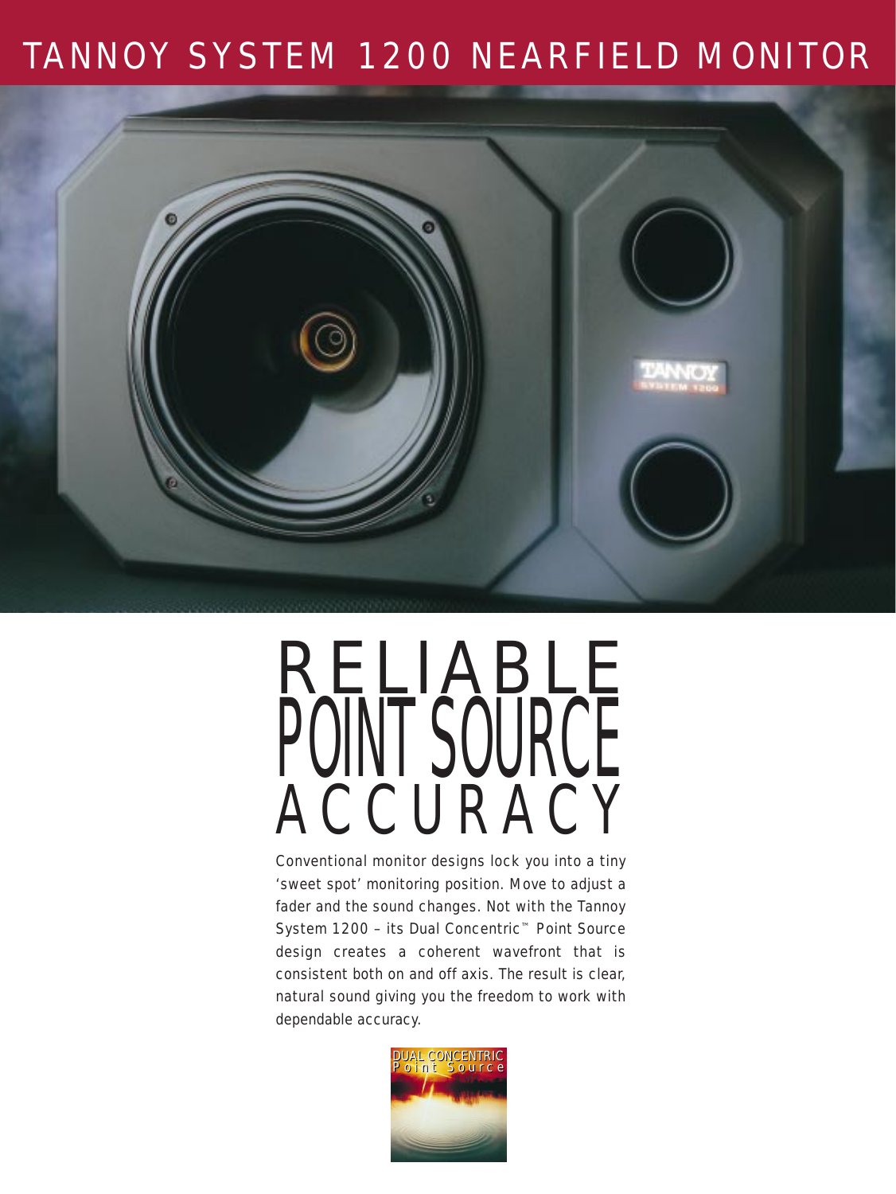# TANNOY SYSTEM 1200 NEARFIELD MONITOR

## RELIABLE POINT SOURCE ACCURACY

Conventional monitor designs lock you into a tiny 'sweet spot' monitoring position. Move to adjust a fader and the sound changes. Not with the Tannoy System 1200 – its Dual Concentric™ Point Source design creates a coherent wavefront that is consistent both on and off axis. The result is clear, natural sound giving you the freedom to work with dependable accuracy.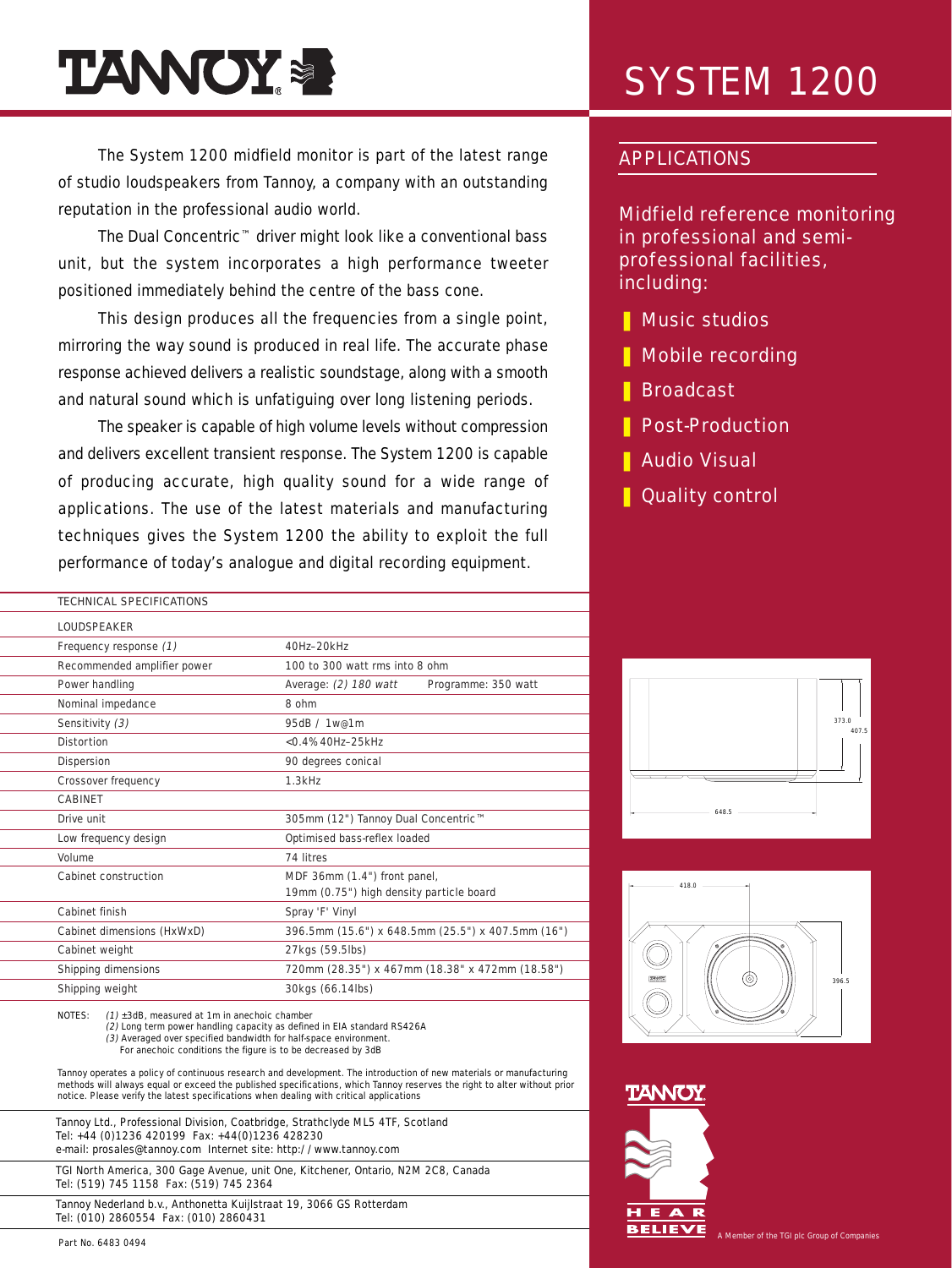# SYSTEM 1200

The System 1200 midfield monitor is part of the latest range of studio loudspeakers from Tannoy, a company with an outstanding reputation in the professional audio world.

The Dual Concentric™ driver might look like a conventional bass unit, but the system incorporates a high performance tweeter positioned immediately behind the centre of the bass cone.

This design produces all the frequencies from a single point, mirroring the way sound is produced in real life. The accurate phase response achieved delivers a realistic soundstage, along with a smooth and natural sound which is unfatiguing over long listening periods.

The speaker is capable of high volume levels without compression and delivers excellent transient response. The System 1200 is capable of producing accurate, high quality sound for a wide range of applications. The use of the latest materials and manufacturing techniques gives the System 1200 the ability to exploit the full performance of today's analogue and digital recording equipment.

## APPLICATIONS

Midfield reference monitoring in professional and semi-professional facilities, including:

- Music studios
- Mobile recording
- Broadcast
- Post-Production
- Audio Visual
- Quality control

## TECHNICAL SPECIFICATIONS

| | |
|---|---|
| **LOUDSPEAKER** | |
| Frequency response *(1)* | 40Hz–20kHz |
| Recommended amplifier power | 100 to 300 watt rms into 8 ohm |
| Power handling | Average: *(2)* 180 watt &nbsp;&nbsp; Programme: 350 watt |
| Nominal impedance | 8 ohm |
| Sensitivity *(3)* | 95dB / 1w@1m |
| Distortion | <0.4% 40Hz–25kHz |
| Dispersion | 90 degrees conical |
| Crossover frequency | 1.3kHz |
| **CABINET** | |
| Drive unit | 305mm (12") Tannoy Dual Concentric™ |
| Low frequency design | Optimised bass-reflex loaded |
| Volume | 74 litres |
| Cabinet construction | MDF 36mm (1.4") front panel, 19mm (0.75") high density particle board |
| Cabinet finish | Spray 'F' Vinyl |
| Cabinet dimensions (HxWxD) | 396.5mm (15.6") x 648.5mm (25.5") x 407.5mm (16") |
| Cabinet weight | 27kgs (59.5lbs) |
| Shipping dimensions | 720mm (28.35") x 467mm (18.38" x 472mm (18.58") |
| Shipping weight | 30kgs (66.14lbs) |

NOTES:
*(1)* ±3dB, measured at 1m in anechoic chamber
*(2)* Long term power handling capacity as defined in EIA standard RS426A
*(3)* Averaged over specified bandwidth for half-space environment. For anechoic conditions the figure is to be decreased by 3dB

Tannoy operates a policy of continuous research and development. The introduction of new materials or manufacturing methods will always equal or exceed the published specifications, which Tannoy reserves the right to alter without prior notice. Please verify the latest specifications when dealing with critical applications

373.0
407.5
648.5

418.0
396.5

Tannoy Ltd., Professional Division, Coatbridge, Strathclyde ML5 4TF, Scotland
Tel: +44 (0)1236 420199 Fax: +44(0)1236 428230
e-mail: prosales@tannoy.com Internet site: http://www.tannoy.com

TGI North America, 300 Gage Avenue, unit One, Kitchener, Ontario, N2M 2C8, Canada
Tel: (519) 745 1158 Fax: (519) 745 2364

Tannoy Nederland b.v., Anthonetta Kuijlstraat 19, 3066 GS Rotterdam
Tel: (010) 2860554 Fax: (010) 2860431

Part No. 6483 0494

HEAR BELIEVE

A Member of the TGI plc Group of Companies